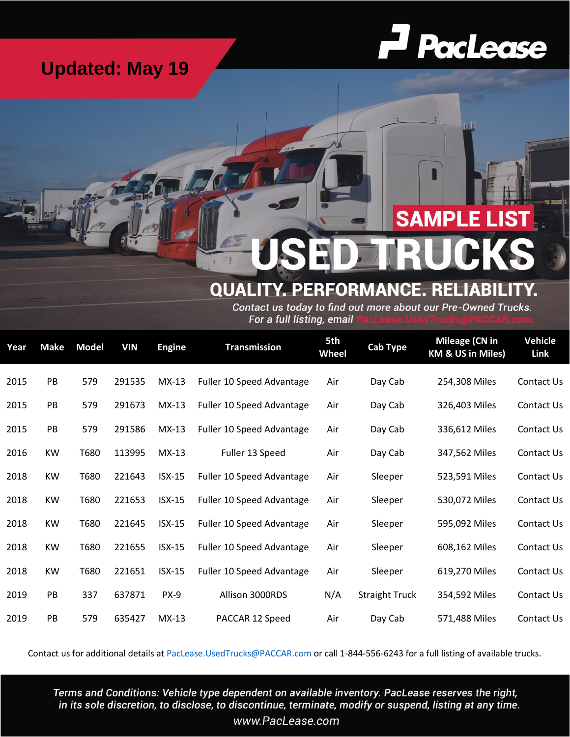**Updated: May 19**

PacLease

SAMPLE LIST

# USED TRUCKS

## QUALITY. PERFORMANCE. RELIABILITY.

*Contact us today to find out more about our Pre-Owned Trucks.*
*For a full listing, email PacLease.UsedTrucks@PACCAR.com.*

| Year | Make | Model | VIN | Engine | Transmission | 5th Wheel | Cab Type | Mileage (CN in KM & US in Miles) | Vehicle Link |
|---|---|---|---|---|---|---|---|---|---|
| 2015 | PB | 579 | 291535 | MX-13 | Fuller 10 Speed Advantage | Air | Day Cab | 254,308 Miles | Contact Us |
| 2015 | PB | 579 | 291673 | MX-13 | Fuller 10 Speed Advantage | Air | Day Cab | 326,403 Miles | Contact Us |
| 2015 | PB | 579 | 291586 | MX-13 | Fuller 10 Speed Advantage | Air | Day Cab | 336,612 Miles | Contact Us |
| 2016 | KW | T680 | 113995 | MX-13 | Fuller 13 Speed | Air | Day Cab | 347,562 Miles | Contact Us |
| 2018 | KW | T680 | 221643 | ISX-15 | Fuller 10 Speed Advantage | Air | Sleeper | 523,591 Miles | Contact Us |
| 2018 | KW | T680 | 221653 | ISX-15 | Fuller 10 Speed Advantage | Air | Sleeper | 530,072 Miles | Contact Us |
| 2018 | KW | T680 | 221645 | ISX-15 | Fuller 10 Speed Advantage | Air | Sleeper | 595,092 Miles | Contact Us |
| 2018 | KW | T680 | 221655 | ISX-15 | Fuller 10 Speed Advantage | Air | Sleeper | 608,162 Miles | Contact Us |
| 2018 | KW | T680 | 221651 | ISX-15 | Fuller 10 Speed Advantage | Air | Sleeper | 619,270 Miles | Contact Us |
| 2019 | PB | 337 | 637871 | PX-9 | Allison 3000RDS | N/A | Straight Truck | 354,592 Miles | Contact Us |
| 2019 | PB | 579 | 635427 | MX-13 | PACCAR 12 Speed | Air | Day Cab | 571,488 Miles | Contact Us |

Contact us for additional details at PacLease.UsedTrucks@PACCAR.com or call 1-844-556-6243 for a full listing of available trucks.

*Terms and Conditions: Vehicle type dependent on available inventory. PacLease reserves the right, in its sole discretion, to disclose, to discontinue, terminate, modify or suspend, listing at any time.*

*www.PacLease.com*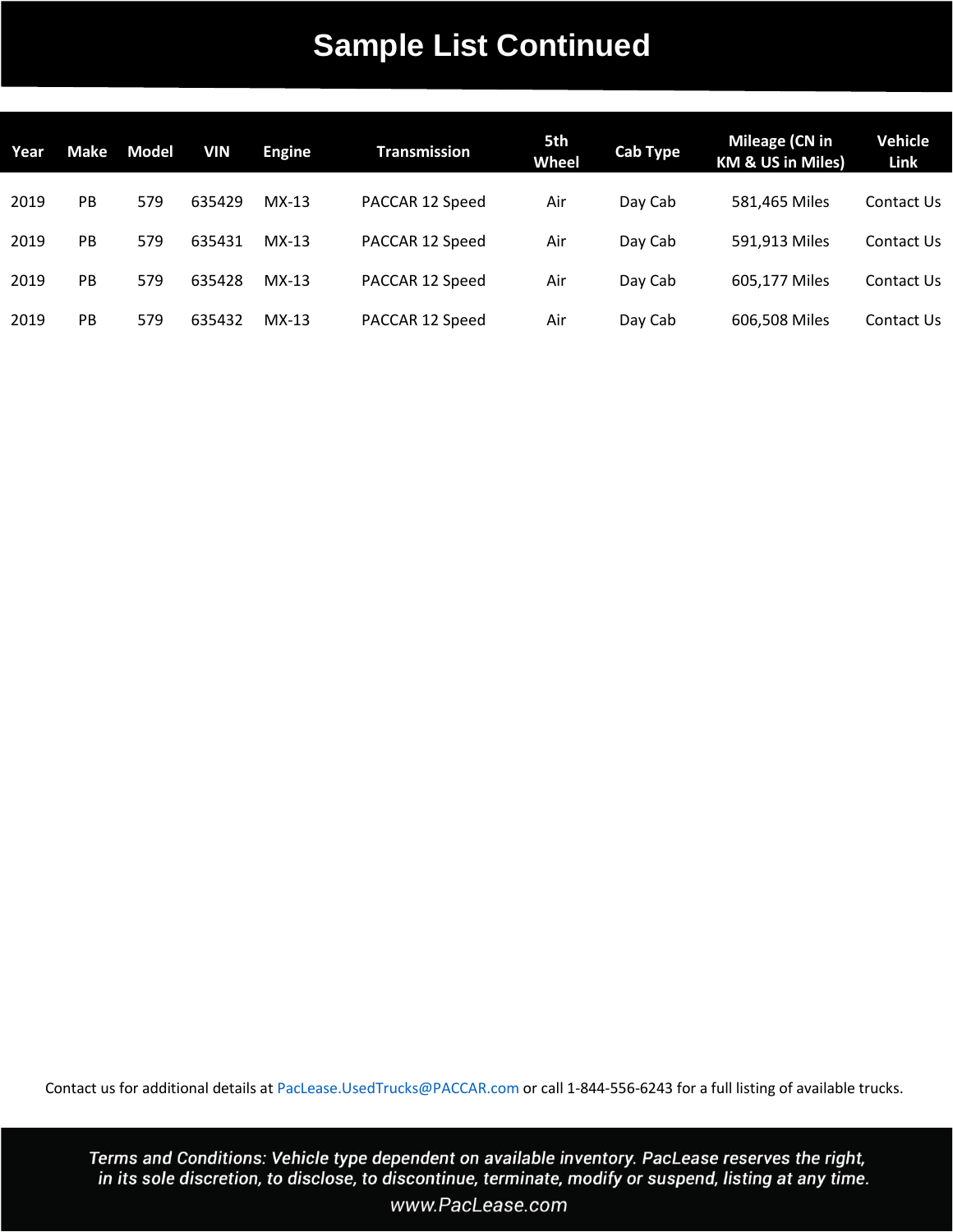# Sample List Continued

| Year | Make | Model | VIN | Engine | Transmission | 5th Wheel | Cab Type | Mileage (CN in KM & US in Miles) | Vehicle Link |
|---|---|---|---|---|---|---|---|---|---|
| 2019 | PB | 579 | 635429 | MX-13 | PACCAR 12 Speed | Air | Day Cab | 581,465 Miles | Contact Us |
| 2019 | PB | 579 | 635431 | MX-13 | PACCAR 12 Speed | Air | Day Cab | 591,913 Miles | Contact Us |
| 2019 | PB | 579 | 635428 | MX-13 | PACCAR 12 Speed | Air | Day Cab | 605,177 Miles | Contact Us |
| 2019 | PB | 579 | 635432 | MX-13 | PACCAR 12 Speed | Air | Day Cab | 606,508 Miles | Contact Us |

Contact us for additional details at PacLease.UsedTrucks@PACCAR.com or call 1-844-556-6243 for a full listing of available trucks.

*Terms and Conditions: Vehicle type dependent on available inventory. PacLease reserves the right, in its sole discretion, to disclose, to discontinue, terminate, modify or suspend, listing at any time.*

*www.PacLease.com*